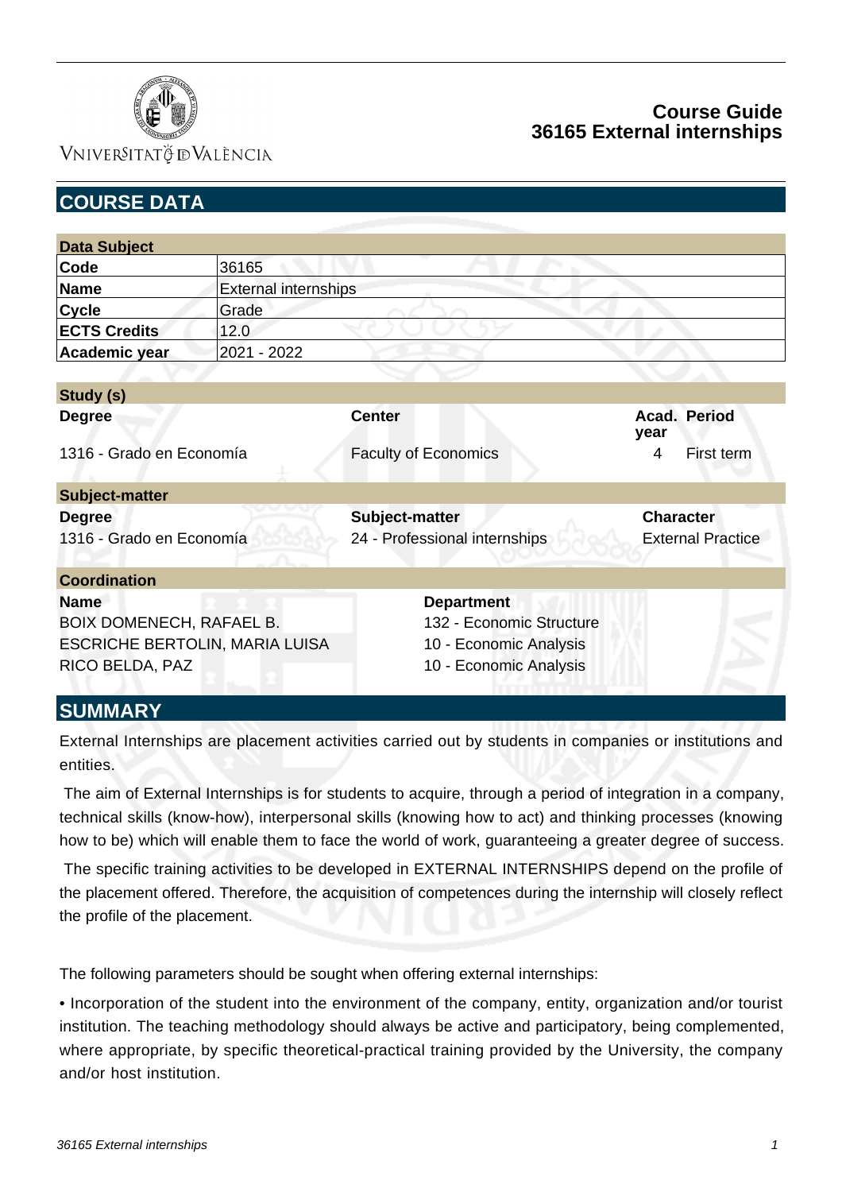# Course Guide
# 36165 External internships

## COURSE DATA

| Data Subject | |
|---|---|
| **Code** | 36165 |
| **Name** | External internships |
| **Cycle** | Grade |
| **ECTS Credits** | 12.0 |
| **Academic year** | 2021 - 2022 |

| Study (s) | | | |
|---|---|---|---|
| **Degree** | **Center** | **Acad. year** | **Period** |
| 1316 - Grado en Economía | Faculty of Economics | 4 | First term |

| Subject-matter | | |
|---|---|---|
| **Degree** | **Subject-matter** | **Character** |
| 1316 - Grado en Economía | 24 - Professional internships | External Practice |

| Coordination | |
|---|---|
| **Name** | **Department** |
| BOIX DOMENECH, RAFAEL B. | 132 - Economic Structure |
| ESCRICHE BERTOLIN, MARIA LUISA | 10 - Economic Analysis |
| RICO BELDA, PAZ | 10 - Economic Analysis |

## SUMMARY

External Internships are placement activities carried out by students in companies or institutions and entities.

The aim of External Internships is for students to acquire, through a period of integration in a company, technical skills (know-how), interpersonal skills (knowing how to act) and thinking processes (knowing how to be) which will enable them to face the world of work, guaranteeing a greater degree of success.

The specific training activities to be developed in EXTERNAL INTERNSHIPS depend on the profile of the placement offered. Therefore, the acquisition of competences during the internship will closely reflect the profile of the placement.

The following parameters should be sought when offering external internships:

• Incorporation of the student into the environment of the company, entity, organization and/or tourist institution. The teaching methodology should always be active and participatory, being complemented, where appropriate, by specific theoretical-practical training provided by the University, the company and/or host institution.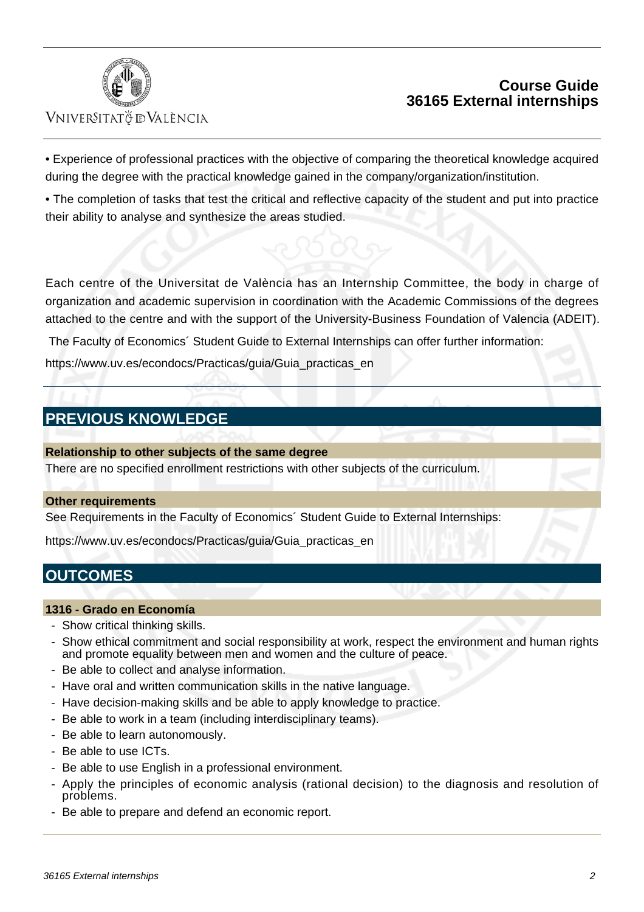• Experience of professional practices with the objective of comparing the theoretical knowledge acquired during the degree with the practical knowledge gained in the company/organization/institution.

• The completion of tasks that test the critical and reflective capacity of the student and put into practice their ability to analyse and synthesize the areas studied.

Each centre of the Universitat de València has an Internship Committee, the body in charge of organization and academic supervision in coordination with the Academic Commissions of the degrees attached to the centre and with the support of the University-Business Foundation of Valencia (ADEIT).

The Faculty of Economics´ Student Guide to External Internships can offer further information:

https://www.uv.es/econdocs/Practicas/guia/Guia_practicas_en

## PREVIOUS KNOWLEDGE

### Relationship to other subjects of the same degree

There are no specified enrollment restrictions with other subjects of the curriculum.

### Other requirements

See Requirements in the Faculty of Economics´ Student Guide to External Internships:

https://www.uv.es/econdocs/Practicas/guia/Guia_practicas_en

## OUTCOMES

### 1316 - Grado en Economía

- Show critical thinking skills.
- Show ethical commitment and social responsibility at work, respect the environment and human rights and promote equality between men and women and the culture of peace.
- Be able to collect and analyse information.
- Have oral and written communication skills in the native language.
- Have decision-making skills and be able to apply knowledge to practice.
- Be able to work in a team (including interdisciplinary teams).
- Be able to learn autonomously.
- Be able to use ICTs.
- Be able to use English in a professional environment.
- Apply the principles of economic analysis (rational decision) to the diagnosis and resolution of problems.
- Be able to prepare and defend an economic report.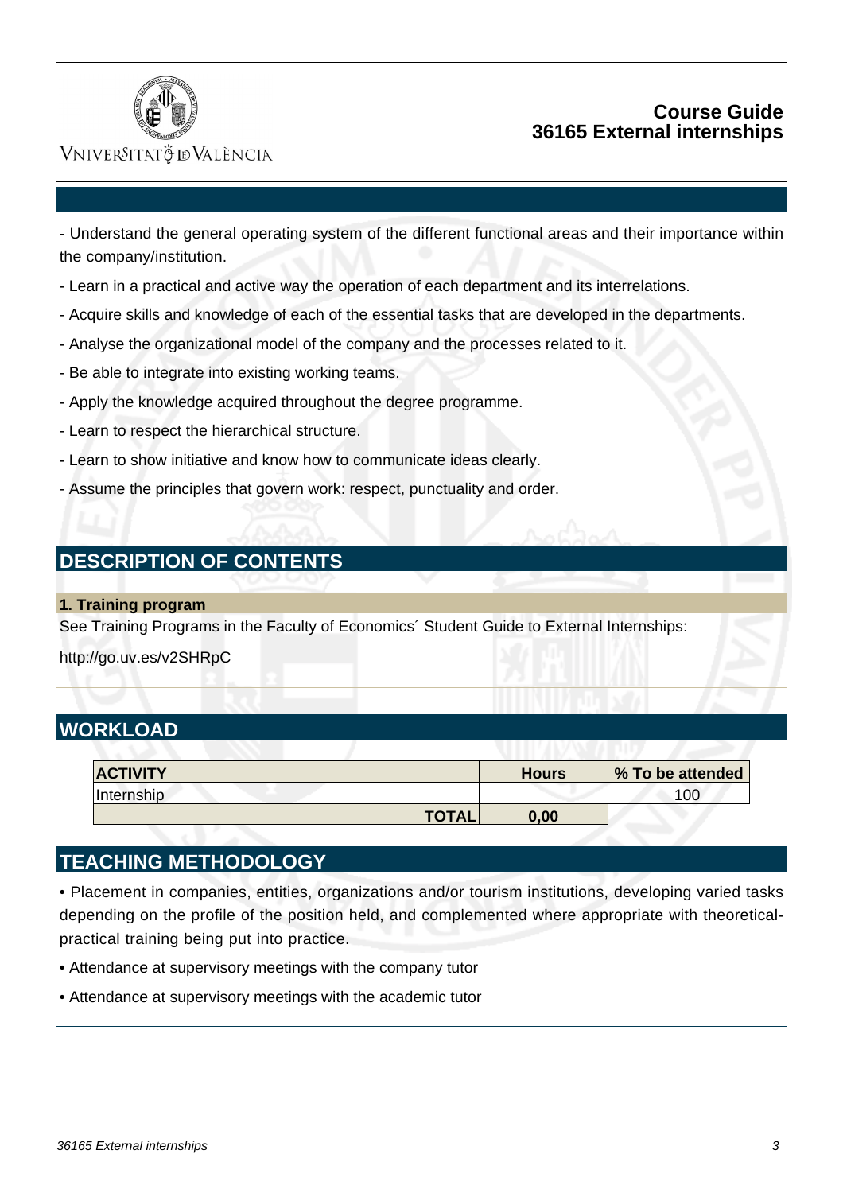- Understand the general operating system of the different functional areas and their importance within the company/institution.

- Learn in a practical and active way the operation of each department and its interrelations.

- Acquire skills and knowledge of each of the essential tasks that are developed in the departments.

- Analyse the organizational model of the company and the processes related to it.

- Be able to integrate into existing working teams.

- Apply the knowledge acquired throughout the degree programme.

- Learn to respect the hierarchical structure.

- Learn to show initiative and know how to communicate ideas clearly.

- Assume the principles that govern work: respect, punctuality and order.

## DESCRIPTION OF CONTENTS

### 1. Training program

See Training Programs in the Faculty of Economics´ Student Guide to External Internships:

http://go.uv.es/v2SHRpC

## WORKLOAD

| ACTIVITY | Hours | % To be attended |
|---|---|---|
| Internship | | 100 |
| TOTAL | 0,00 | |

## TEACHING METHODOLOGY

• Placement in companies, entities, organizations and/or tourism institutions, developing varied tasks depending on the profile of the position held, and complemented where appropriate with theoretical-practical training being put into practice.

• Attendance at supervisory meetings with the company tutor

• Attendance at supervisory meetings with the academic tutor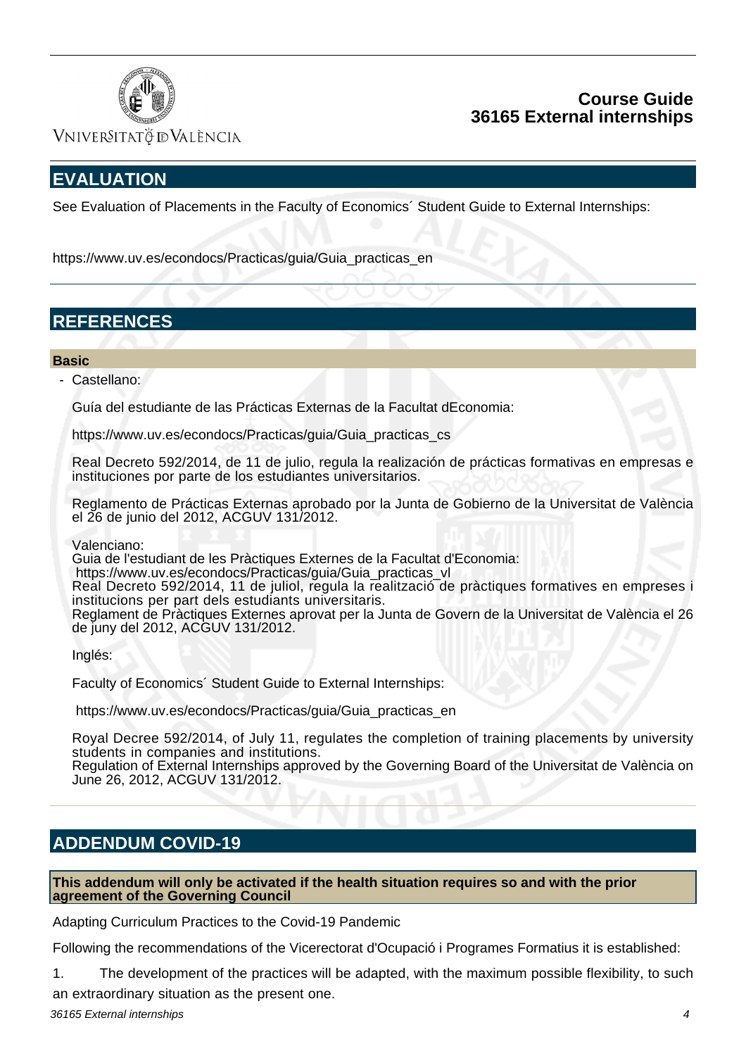## EVALUATION

See Evaluation of Placements in the Faculty of Economics´ Student Guide to External Internships:

https://www.uv.es/econdocs/Practicas/guia/Guia_practicas_en

## REFERENCES

### Basic

- Castellano:

  Guía del estudiante de las Prácticas Externas de la Facultat dEconomia:

  https://www.uv.es/econdocs/Practicas/guia/Guia_practicas_cs

  Real Decreto 592/2014, de 11 de julio, regula la realización de prácticas formativas en empresas e instituciones por parte de los estudiantes universitarios.

  Reglamento de Prácticas Externas aprobado por la Junta de Gobierno de la Universitat de València el 26 de junio del 2012, ACGUV 131/2012.

  Valenciano:
  Guia de l'estudiant de les Pràctiques Externes de la Facultat d'Economia:
  https://www.uv.es/econdocs/Practicas/guia/Guia_practicas_vl
  Real Decreto 592/2014, 11 de juliol, regula la realització de pràctiques formatives en empreses i institucions per part dels estudiants universitaris.
  Reglament de Pràctiques Externes aprovat per la Junta de Govern de la Universitat de València el 26 de juny del 2012, ACGUV 131/2012.

  Inglés:

  Faculty of Economics´ Student Guide to External Internships:

  https://www.uv.es/econdocs/Practicas/guia/Guia_practicas_en

  Royal Decree 592/2014, of July 11, regulates the completion of training placements by university students in companies and institutions.
  Regulation of External Internships approved by the Governing Board of the Universitat de València on June 26, 2012, ACGUV 131/2012.

## ADDENDUM COVID-19

**This addendum will only be activated if the health situation requires so and with the prior agreement of the Governing Council**

Adapting Curriculum Practices to the Covid-19 Pandemic

Following the recommendations of the Vicerectorat d'Ocupació i Programes Formatius it is established:

1. The development of the practices will be adapted, with the maximum possible flexibility, to such an extraordinary situation as the present one.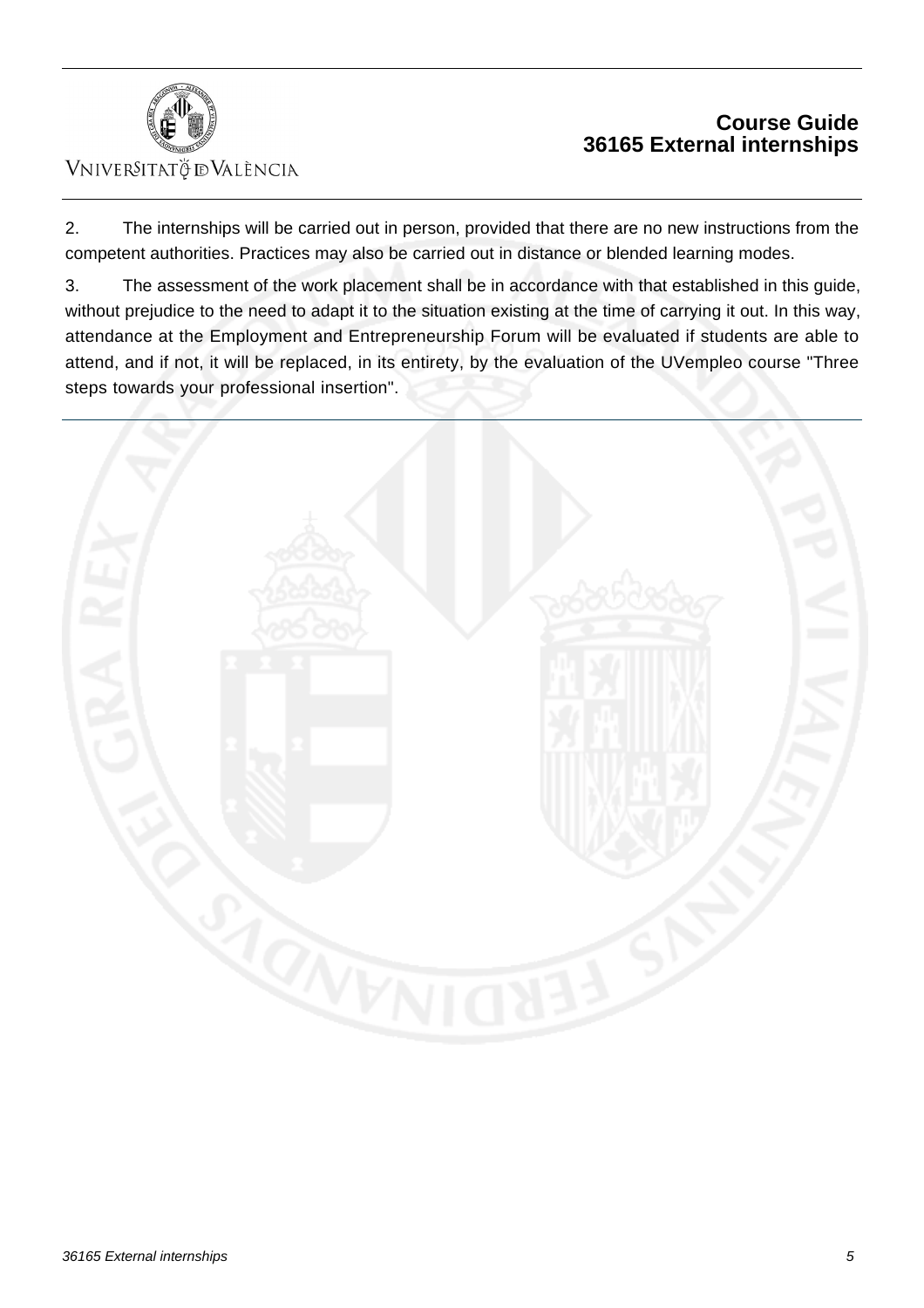2. The internships will be carried out in person, provided that there are no new instructions from the competent authorities. Practices may also be carried out in distance or blended learning modes.

3. The assessment of the work placement shall be in accordance with that established in this guide, without prejudice to the need to adapt it to the situation existing at the time of carrying it out. In this way, attendance at the Employment and Entrepreneurship Forum will be evaluated if students are able to attend, and if not, it will be replaced, in its entirety, by the evaluation of the UVempleo course "Three steps towards your professional insertion".